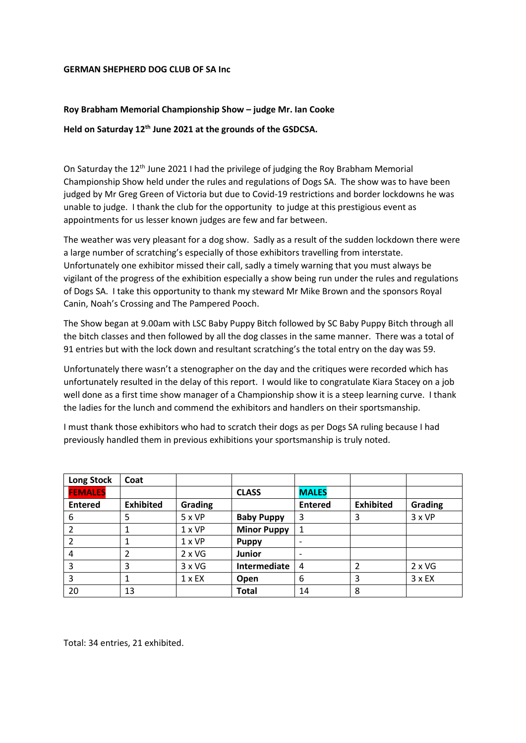**GERMAN SHEPHERD DOG CLUB OF SA Inc**

**Roy Brabham Memorial Championship Show – judge Mr. Ian Cooke**

**Held on Saturday 12th June 2021 at the grounds of the GSDCSA.**

On Saturday the 12th June 2021 I had the privilege of judging the Roy Brabham Memorial Championship Show held under the rules and regulations of Dogs SA. The show was to have been judged by Mr Greg Green of Victoria but due to Covid-19 restrictions and border lockdowns he was unable to judge. I thank the club for the opportunity to judge at this prestigious event as appointments for us lesser known judges are few and far between.

The weather was very pleasant for a dog show. Sadly as a result of the sudden lockdown there were a large number of scratching's especially of those exhibitors travelling from interstate. Unfortunately one exhibitor missed their call, sadly a timely warning that you must always be vigilant of the progress of the exhibition especially a show being run under the rules and regulations of Dogs SA. I take this opportunity to thank my steward Mr Mike Brown and the sponsors Royal Canin, Noah's Crossing and The Pampered Pooch.

The Show began at 9.00am with LSC Baby Puppy Bitch followed by SC Baby Puppy Bitch through all the bitch classes and then followed by all the dog classes in the same manner. There was a total of 91 entries but with the lock down and resultant scratching's the total entry on the day was 59.

Unfortunately there wasn't a stenographer on the day and the critiques were recorded which has unfortunately resulted in the delay of this report. I would like to congratulate Kiara Stacey on a job well done as a first time show manager of a Championship show it is a steep learning curve. I thank the ladies for the lunch and commend the exhibitors and handlers on their sportsmanship.

I must thank those exhibitors who had to scratch their dogs as per Dogs SA ruling because I had previously handled them in previous exhibitions your sportsmanship is truly noted.

| **Long Stock** | **Coat** | | | | | |
|---|---|---|---|---|---|---|
| **FEMALES** | | | **CLASS** | **MALES** | | |
| **Entered** | **Exhibited** | **Grading** | | **Entered** | **Exhibited** | **Grading** |
| 6 | 5 | 5 x VP | **Baby Puppy** | 3 | 3 | 3 x VP |
| 2 | 1 | 1 x VP | **Minor Puppy** | 1 | | |
| 2 | 1 | 1 x VP | **Puppy** | - | | |
| 4 | 2 | 2 x VG | **Junior** | - | | |
| 3 | 3 | 3 x VG | **Intermediate** | 4 | 2 | 2 x VG |
| 3 | 1 | 1 x EX | **Open** | 6 | 3 | 3 x EX |
| 20 | 13 | | **Total** | 14 | 8 | |

Total: 34 entries, 21 exhibited.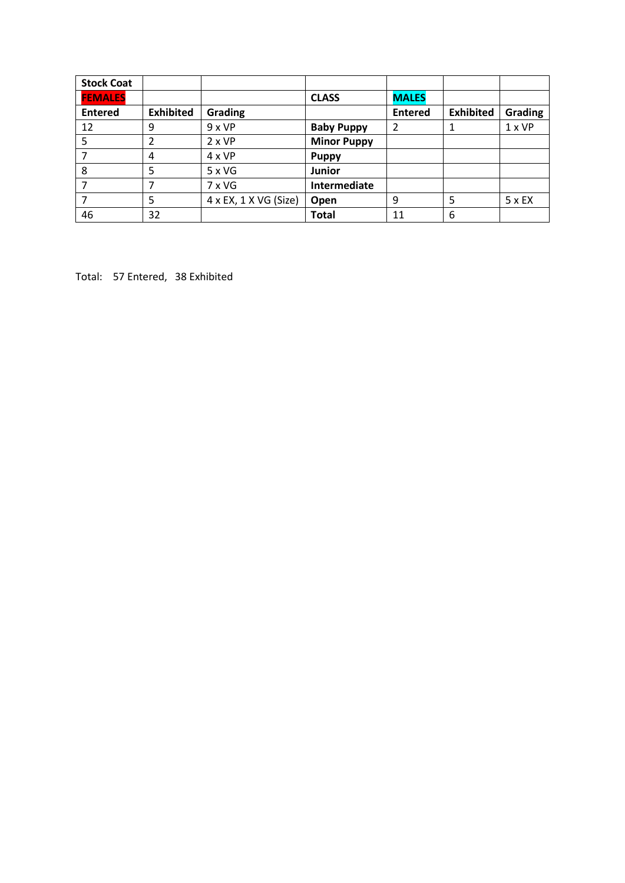| Stock Coat | | | | | | |
|---|---|---|---|---|---|---|
| FEMALES | | | CLASS | MALES | | |
| Entered | Exhibited | Grading | | Entered | Exhibited | Grading |
| 12 | 9 | 9 x VP | Baby Puppy | 2 | 1 | 1 x VP |
| 5 | 2 | 2 x VP | Minor Puppy | | | |
| 7 | 4 | 4 x VP | Puppy | | | |
| 8 | 5 | 5 x VG | Junior | | | |
| 7 | 7 | 7 x VG | Intermediate | | | |
| 7 | 5 | 4 x EX, 1 X VG (Size) | Open | 9 | 5 | 5 x EX |
| 46 | 32 | | Total | 11 | 6 | |

Total: 57 Entered, 38 Exhibited